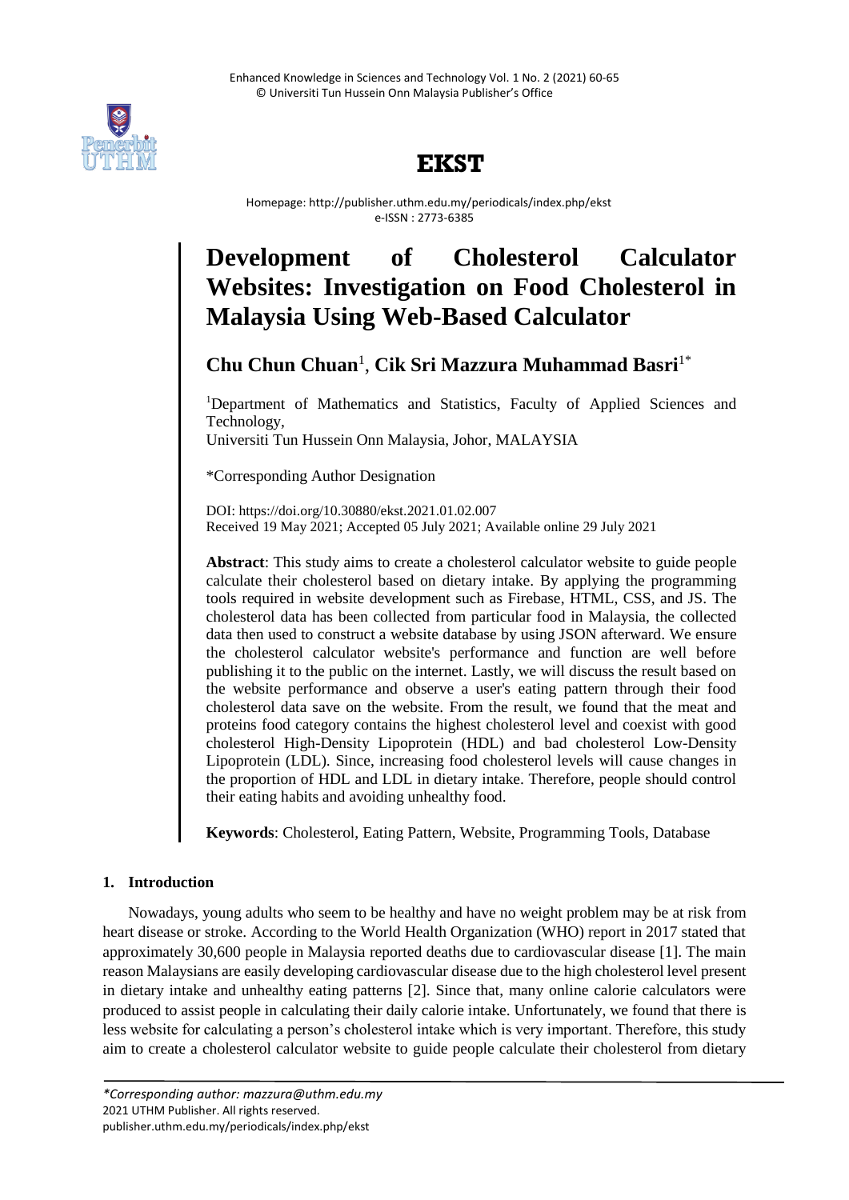# EKST

Homepage: http://publisher.uthm.edu.my/periodicals/index.php/ekst
e-ISSN : 2773-6385

# Development of Cholesterol Calculator Websites: Investigation on Food Cholesterol in Malaysia Using Web-Based Calculator

**Chu Chun Chuan**[1], **Cik Sri Mazzura Muhammad Basri**[1*]

[1]Department of Mathematics and Statistics, Faculty of Applied Sciences and Technology,
Universiti Tun Hussein Onn Malaysia, Johor, MALAYSIA

*Corresponding Author Designation

DOI: https://doi.org/10.30880/ekst.2021.01.02.007
Received 19 May 2021; Accepted 05 July 2021; Available online 29 July 2021

**Abstract**: This study aims to create a cholesterol calculator website to guide people calculate their cholesterol based on dietary intake. By applying the programming tools required in website development such as Firebase, HTML, CSS, and JS. The cholesterol data has been collected from particular food in Malaysia, the collected data then used to construct a website database by using JSON afterward. We ensure the cholesterol calculator website's performance and function are well before publishing it to the public on the internet. Lastly, we will discuss the result based on the website performance and observe a user's eating pattern through their food cholesterol data save on the website. From the result, we found that the meat and proteins food category contains the highest cholesterol level and coexist with good cholesterol High-Density Lipoprotein (HDL) and bad cholesterol Low-Density Lipoprotein (LDL). Since, increasing food cholesterol levels will cause changes in the proportion of HDL and LDL in dietary intake. Therefore, people should control their eating habits and avoiding unhealthy food.

**Keywords**: Cholesterol, Eating Pattern, Website, Programming Tools, Database

## 1. Introduction

Nowadays, young adults who seem to be healthy and have no weight problem may be at risk from heart disease or stroke. According to the World Health Organization (WHO) report in 2017 stated that approximately 30,600 people in Malaysia reported deaths due to cardiovascular disease [1]. The main reason Malaysians are easily developing cardiovascular disease due to the high cholesterol level present in dietary intake and unhealthy eating patterns [2]. Since that, many online calorie calculators were produced to assist people in calculating their daily calorie intake. Unfortunately, we found that there is less website for calculating a person's cholesterol intake which is very important. Therefore, this study aim to create a cholesterol calculator website to guide people calculate their cholesterol from dietary

*Corresponding author: mazzura@uthm.edu.my
2021 UTHM Publisher. All rights reserved.
publisher.uthm.edu.my/periodicals/index.php/ekst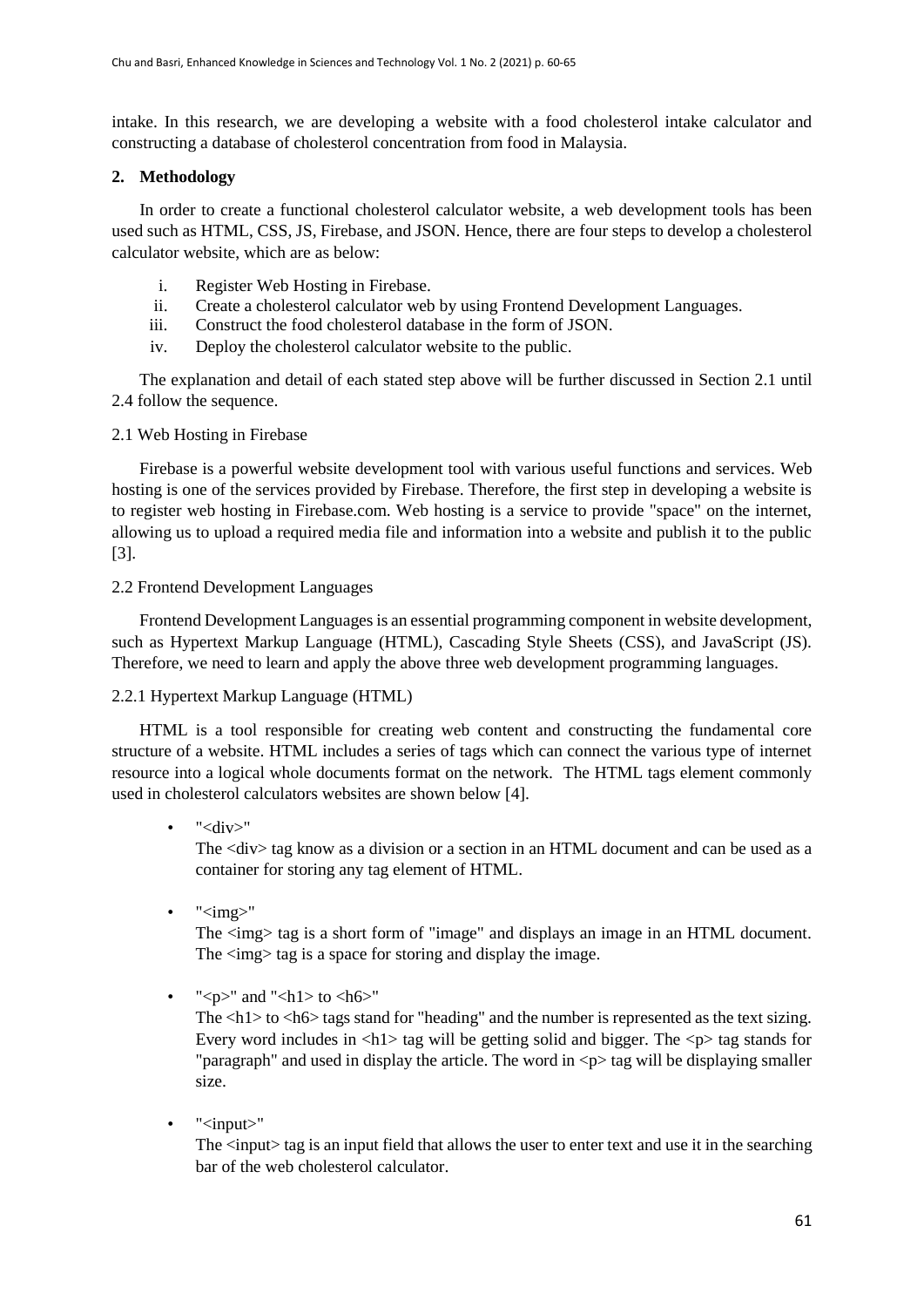intake. In this research, we are developing a website with a food cholesterol intake calculator and constructing a database of cholesterol concentration from food in Malaysia.

## 2. Methodology

In order to create a functional cholesterol calculator website, a web development tools has been used such as HTML, CSS, JS, Firebase, and JSON. Hence, there are four steps to develop a cholesterol calculator website, which are as below:

i. Register Web Hosting in Firebase.
ii. Create a cholesterol calculator web by using Frontend Development Languages.
iii. Construct the food cholesterol database in the form of JSON.
iv. Deploy the cholesterol calculator website to the public.

The explanation and detail of each stated step above will be further discussed in Section 2.1 until 2.4 follow the sequence.

### 2.1 Web Hosting in Firebase

Firebase is a powerful website development tool with various useful functions and services. Web hosting is one of the services provided by Firebase. Therefore, the first step in developing a website is to register web hosting in Firebase.com. Web hosting is a service to provide "space" on the internet, allowing us to upload a required media file and information into a website and publish it to the public [3].

### 2.2 Frontend Development Languages

Frontend Development Languages is an essential programming component in website development, such as Hypertext Markup Language (HTML), Cascading Style Sheets (CSS), and JavaScript (JS). Therefore, we need to learn and apply the above three web development programming languages.

#### 2.2.1 Hypertext Markup Language (HTML)

HTML is a tool responsible for creating web content and constructing the fundamental core structure of a website. HTML includes a series of tags which can connect the various type of internet resource into a logical whole documents format on the network. The HTML tags element commonly used in cholesterol calculators websites are shown below [4].

- "<div>"
  The <div> tag know as a division or a section in an HTML document and can be used as a container for storing any tag element of HTML.

- "<img>"
  The <img> tag is a short form of "image" and displays an image in an HTML document. The <img> tag is a space for storing and display the image.

- "<p>" and "<h1> to <h6>"
  The <h1> to <h6> tags stand for "heading" and the number is represented as the text sizing. Every word includes in <h1> tag will be getting solid and bigger. The <p> tag stands for "paragraph" and used in display the article. The word in <p> tag will be displaying smaller size.

- "<input>"
  The <input> tag is an input field that allows the user to enter text and use it in the searching bar of the web cholesterol calculator.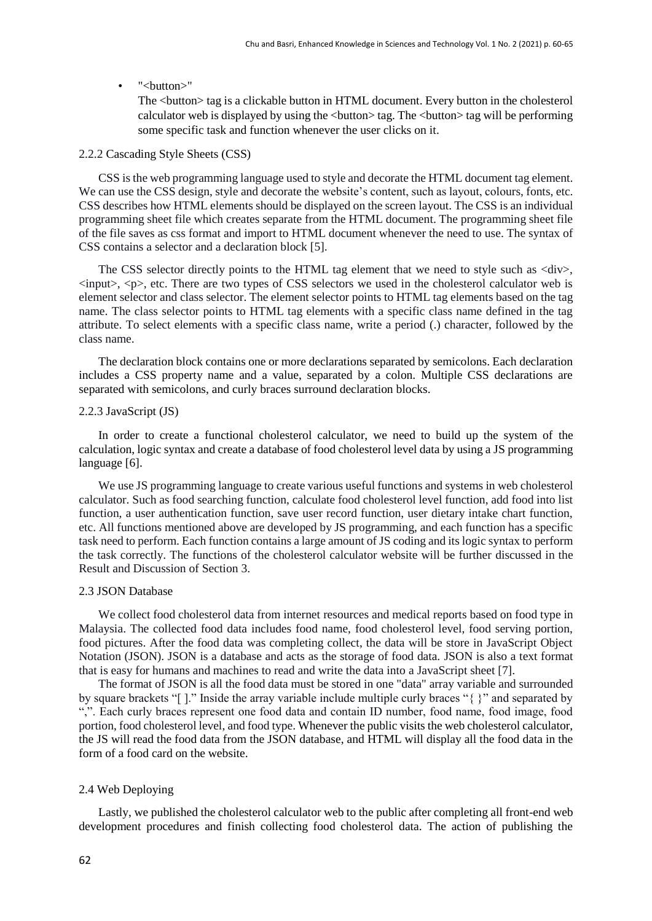- "<button>"

  The <button> tag is a clickable button in HTML document. Every button in the cholesterol calculator web is displayed by using the <button> tag. The <button> tag will be performing some specific task and function whenever the user clicks on it.

#### 2.2.2 Cascading Style Sheets (CSS)

CSS is the web programming language used to style and decorate the HTML document tag element. We can use the CSS design, style and decorate the website's content, such as layout, colours, fonts, etc. CSS describes how HTML elements should be displayed on the screen layout. The CSS is an individual programming sheet file which creates separate from the HTML document. The programming sheet file of the file saves as css format and import to HTML document whenever the need to use. The syntax of CSS contains a selector and a declaration block [5].

The CSS selector directly points to the HTML tag element that we need to style such as <div>, <input>, <p>, etc. There are two types of CSS selectors we used in the cholesterol calculator web is element selector and class selector. The element selector points to HTML tag elements based on the tag name. The class selector points to HTML tag elements with a specific class name defined in the tag attribute. To select elements with a specific class name, write a period (.) character, followed by the class name.

The declaration block contains one or more declarations separated by semicolons. Each declaration includes a CSS property name and a value, separated by a colon. Multiple CSS declarations are separated with semicolons, and curly braces surround declaration blocks.

#### 2.2.3 JavaScript (JS)

In order to create a functional cholesterol calculator, we need to build up the system of the calculation, logic syntax and create a database of food cholesterol level data by using a JS programming language [6].

We use JS programming language to create various useful functions and systems in web cholesterol calculator. Such as food searching function, calculate food cholesterol level function, add food into list function, a user authentication function, save user record function, user dietary intake chart function, etc. All functions mentioned above are developed by JS programming, and each function has a specific task need to perform. Each function contains a large amount of JS coding and its logic syntax to perform the task correctly. The functions of the cholesterol calculator website will be further discussed in the Result and Discussion of Section 3.

### 2.3 JSON Database

We collect food cholesterol data from internet resources and medical reports based on food type in Malaysia. The collected food data includes food name, food cholesterol level, food serving portion, food pictures. After the food data was completing collect, the data will be store in JavaScript Object Notation (JSON). JSON is a database and acts as the storage of food data. JSON is also a text format that is easy for humans and machines to read and write the data into a JavaScript sheet [7].

The format of JSON is all the food data must be stored in one "data" array variable and surrounded by square brackets "[ ]." Inside the array variable include multiple curly braces "{ }" and separated by ",". Each curly braces represent one food data and contain ID number, food name, food image, food portion, food cholesterol level, and food type. Whenever the public visits the web cholesterol calculator, the JS will read the food data from the JSON database, and HTML will display all the food data in the form of a food card on the website.

### 2.4 Web Deploying

Lastly, we published the cholesterol calculator web to the public after completing all front-end web development procedures and finish collecting food cholesterol data. The action of publishing the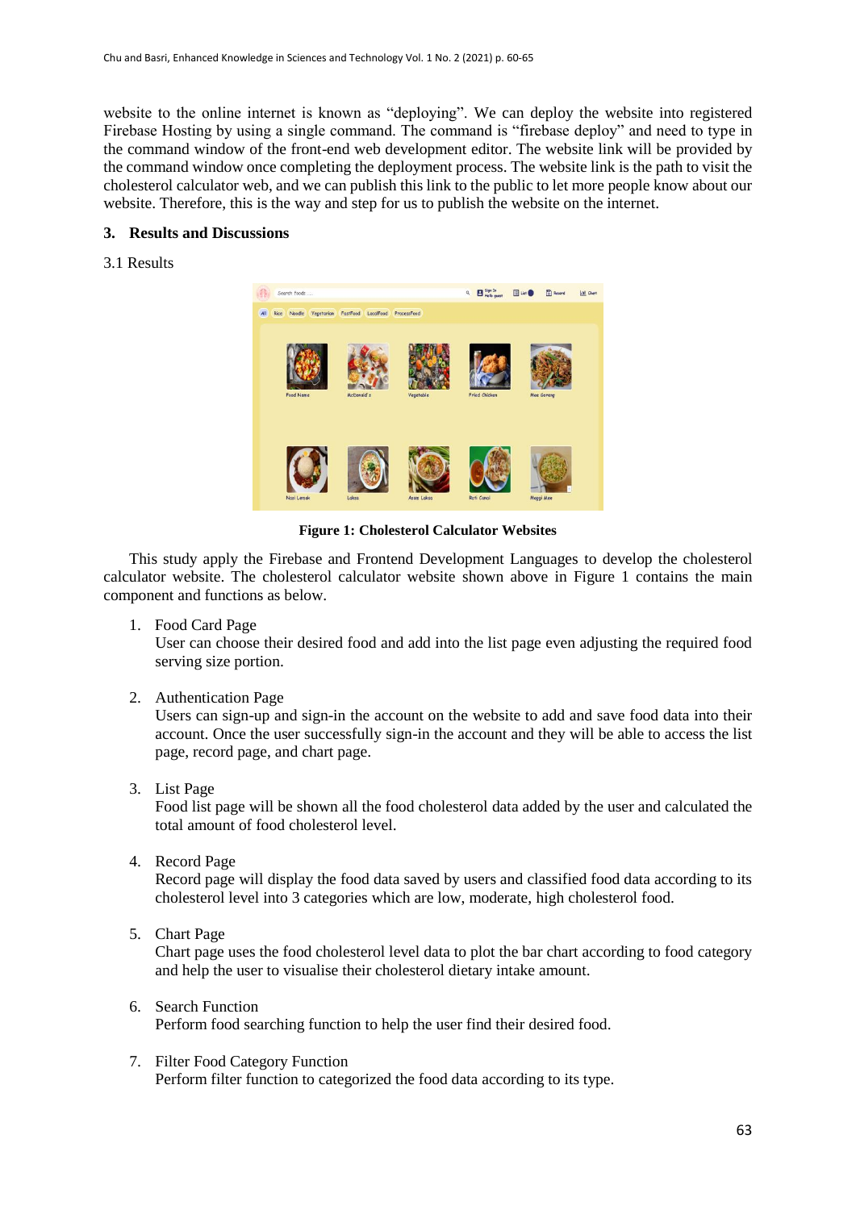website to the online internet is known as "deploying". We can deploy the website into registered Firebase Hosting by using a single command. The command is "firebase deploy" and need to type in the command window of the front-end web development editor. The website link will be provided by the command window once completing the deployment process. The website link is the path to visit the cholesterol calculator web, and we can publish this link to the public to let more people know about our website. Therefore, this is the way and step for us to publish the website on the internet.

## 3. Results and Discussions

### 3.1 Results

**Figure 1: Cholesterol Calculator Websites**

This study apply the Firebase and Frontend Development Languages to develop the cholesterol calculator website. The cholesterol calculator website shown above in Figure 1 contains the main component and functions as below.

1. Food Card Page
   User can choose their desired food and add into the list page even adjusting the required food serving size portion.

2. Authentication Page
   Users can sign-up and sign-in the account on the website to add and save food data into their account. Once the user successfully sign-in the account and they will be able to access the list page, record page, and chart page.

3. List Page
   Food list page will be shown all the food cholesterol data added by the user and calculated the total amount of food cholesterol level.

4. Record Page
   Record page will display the food data saved by users and classified food data according to its cholesterol level into 3 categories which are low, moderate, high cholesterol food.

5. Chart Page
   Chart page uses the food cholesterol level data to plot the bar chart according to food category and help the user to visualise their cholesterol dietary intake amount.

6. Search Function
   Perform food searching function to help the user find their desired food.

7. Filter Food Category Function
   Perform filter function to categorized the food data according to its type.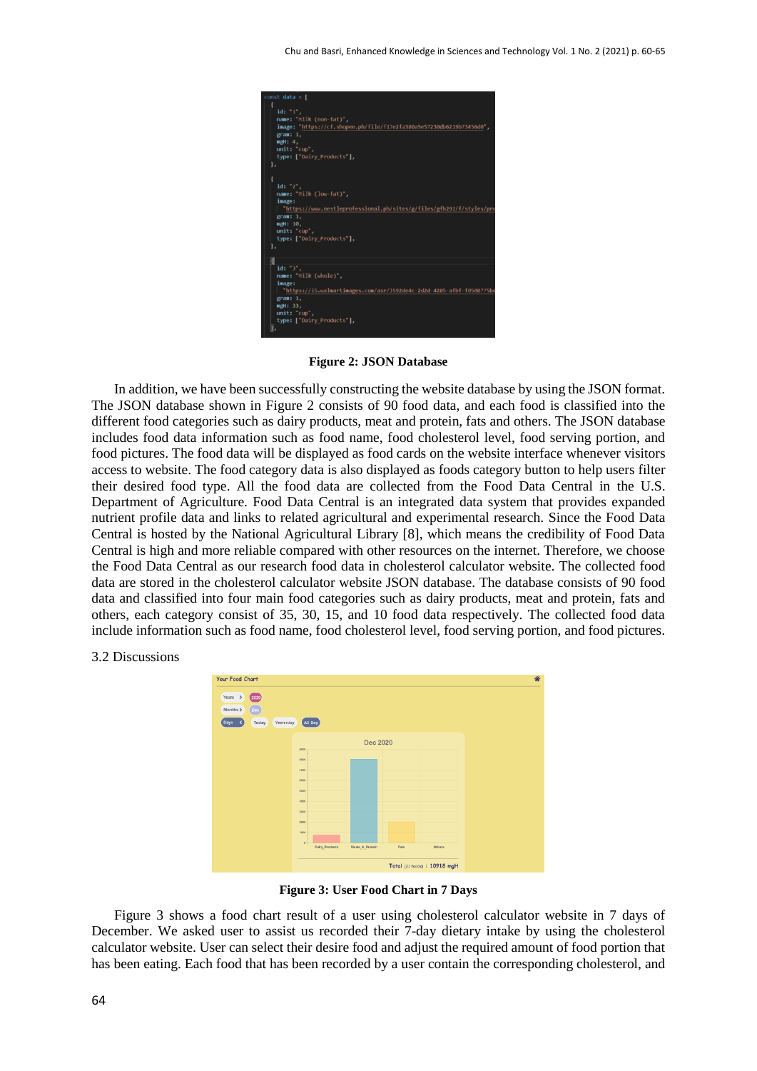```
const data = [
  {
    id: "1",
    name: "Milk (non-fat)",
    image: "https://cf.shopee.ph/file/f17e2fa380a5e57230db6219b73456d0",
    gram: 1,
    mgH: 4,
    unit: "cup",
    type: ["Dairy_Products"],
  },

  {
    id: "2",
    name: "Milk (low-fat)",
    image:
      "https://www.nestleprofessional.ph/sites/g/files/gfb291/f/styles/pr
    gram: 1,
    mgH: 10,
    unit: "cup",
    type: ["Dairy_Products"],
  },

  {
    id: "3",
    name: "Milk (whole)",
    image:
      "https://i5.walmartimages.com/asr/3592de4c-2d2d-4205-afbf-f0508775b
    gram: 1,
    mgH: 33,
    unit: "cup",
    type: ["Dairy_Products"],
  },
```

**Figure 2: JSON Database**

In addition, we have been successfully constructing the website database by using the JSON format. The JSON database shown in Figure 2 consists of 90 food data, and each food is classified into the different food categories such as dairy products, meat and protein, fats and others. The JSON database includes food data information such as food name, food cholesterol level, food serving portion, and food pictures. The food data will be displayed as food cards on the website interface whenever visitors access to website. The food category data is also displayed as foods category button to help users filter their desired food type. All the food data are collected from the Food Data Central in the U.S. Department of Agriculture. Food Data Central is an integrated data system that provides expanded nutrient profile data and links to related agricultural and experimental research. Since the Food Data Central is hosted by the National Agricultural Library [8], which means the credibility of Food Data Central is high and more reliable compared with other resources on the internet. Therefore, we choose the Food Data Central as our research food data in cholesterol calculator website. The collected food data are stored in the cholesterol calculator website JSON database. The database consists of 90 food data and classified into four main food categories such as dairy products, meat and protein, fats and others, each category consist of 35, 30, 15, and 10 food data respectively. The collected food data include information such as food name, food cholesterol level, food serving portion, and food pictures.

3.2 Discussions

**Figure 3: User Food Chart in 7 Days**

Figure 3 shows a food chart result of a user using cholesterol calculator website in 7 days of December. We asked user to assist us recorded their 7-day dietary intake by using the cholesterol calculator website. User can select their desire food and adjust the required amount of food portion that has been eating. Each food that has been recorded by a user contain the corresponding cholesterol, and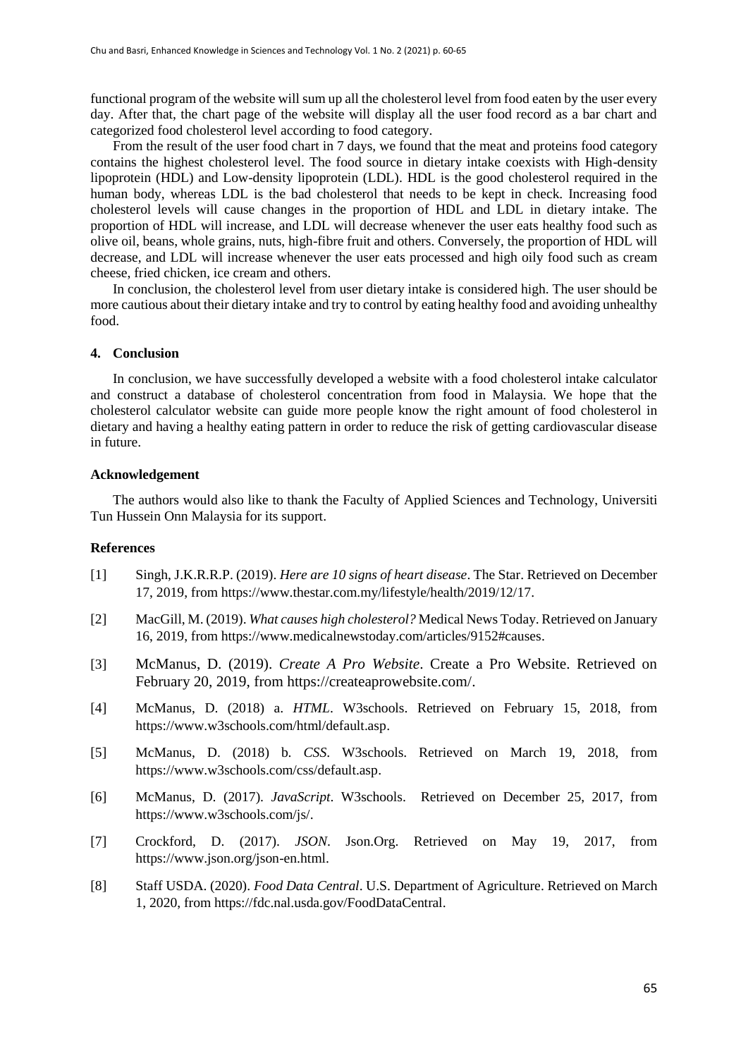functional program of the website will sum up all the cholesterol level from food eaten by the user every day. After that, the chart page of the website will display all the user food record as a bar chart and categorized food cholesterol level according to food category.

From the result of the user food chart in 7 days, we found that the meat and proteins food category contains the highest cholesterol level. The food source in dietary intake coexists with High-density lipoprotein (HDL) and Low-density lipoprotein (LDL). HDL is the good cholesterol required in the human body, whereas LDL is the bad cholesterol that needs to be kept in check. Increasing food cholesterol levels will cause changes in the proportion of HDL and LDL in dietary intake. The proportion of HDL will increase, and LDL will decrease whenever the user eats healthy food such as olive oil, beans, whole grains, nuts, high-fibre fruit and others. Conversely, the proportion of HDL will decrease, and LDL will increase whenever the user eats processed and high oily food such as cream cheese, fried chicken, ice cream and others.

In conclusion, the cholesterol level from user dietary intake is considered high. The user should be more cautious about their dietary intake and try to control by eating healthy food and avoiding unhealthy food.

## 4. Conclusion

In conclusion, we have successfully developed a website with a food cholesterol intake calculator and construct a database of cholesterol concentration from food in Malaysia. We hope that the cholesterol calculator website can guide more people know the right amount of food cholesterol in dietary and having a healthy eating pattern in order to reduce the risk of getting cardiovascular disease in future.

### Acknowledgement

The authors would also like to thank the Faculty of Applied Sciences and Technology, Universiti Tun Hussein Onn Malaysia for its support.

### References

[1] Singh, J.K.R.R.P. (2019). *Here are 10 signs of heart disease*. The Star. Retrieved on December 17, 2019, from https://www.thestar.com.my/lifestyle/health/2019/12/17.

[2] MacGill, M. (2019). *What causes high cholesterol?* Medical News Today. Retrieved on January 16, 2019, from https://www.medicalnewstoday.com/articles/9152#causes.

[3] McManus, D. (2019). *Create A Pro Website*. Create a Pro Website. Retrieved on February 20, 2019, from https://createaprowebsite.com/.

[4] McManus, D. (2018) a. *HTML*. W3schools. Retrieved on February 15, 2018, from https://www.w3schools.com/html/default.asp.

[5] McManus, D. (2018) b. *CSS*. W3schools. Retrieved on March 19, 2018, from https://www.w3schools.com/css/default.asp.

[6] McManus, D. (2017). *JavaScript*. W3schools. Retrieved on December 25, 2017, from https://www.w3schools.com/js/.

[7] Crockford, D. (2017). *JSON*. Json.Org. Retrieved on May 19, 2017, from https://www.json.org/json-en.html.

[8] Staff USDA. (2020). *Food Data Central*. U.S. Department of Agriculture. Retrieved on March 1, 2020, from https://fdc.nal.usda.gov/FoodDataCentral.